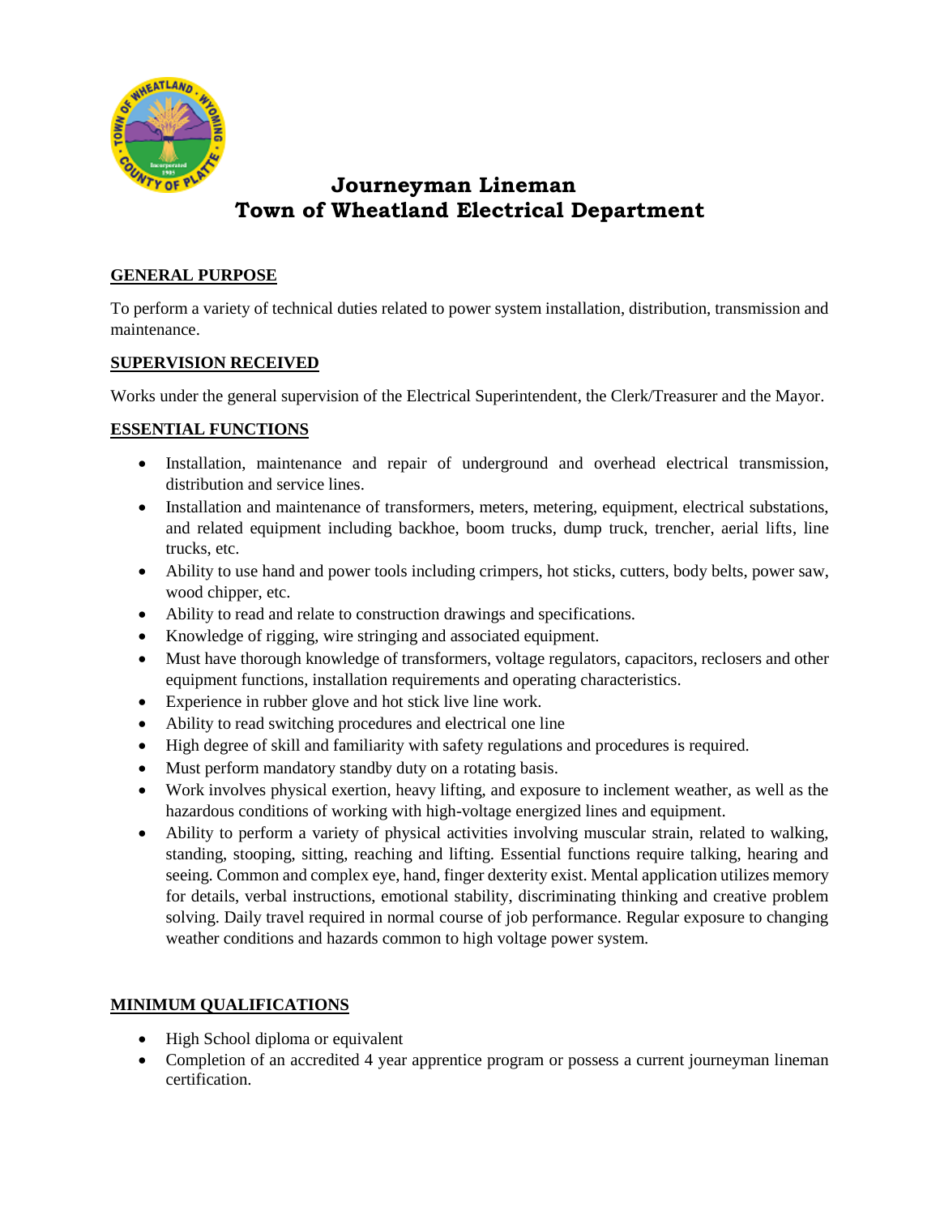# Journeyman Lineman
# Town of Wheatland Electrical Department

## GENERAL PURPOSE

To perform a variety of technical duties related to power system installation, distribution, transmission and maintenance.

## SUPERVISION RECEIVED

Works under the general supervision of the Electrical Superintendent, the Clerk/Treasurer and the Mayor.

## ESSENTIAL FUNCTIONS

- Installation, maintenance and repair of underground and overhead electrical transmission, distribution and service lines.
- Installation and maintenance of transformers, meters, metering, equipment, electrical substations, and related equipment including backhoe, boom trucks, dump truck, trencher, aerial lifts, line trucks, etc.
- Ability to use hand and power tools including crimpers, hot sticks, cutters, body belts, power saw, wood chipper, etc.
- Ability to read and relate to construction drawings and specifications.
- Knowledge of rigging, wire stringing and associated equipment.
- Must have thorough knowledge of transformers, voltage regulators, capacitors, reclosers and other equipment functions, installation requirements and operating characteristics.
- Experience in rubber glove and hot stick live line work.
- Ability to read switching procedures and electrical one line
- High degree of skill and familiarity with safety regulations and procedures is required.
- Must perform mandatory standby duty on a rotating basis.
- Work involves physical exertion, heavy lifting, and exposure to inclement weather, as well as the hazardous conditions of working with high-voltage energized lines and equipment.
- Ability to perform a variety of physical activities involving muscular strain, related to walking, standing, stooping, sitting, reaching and lifting. Essential functions require talking, hearing and seeing. Common and complex eye, hand, finger dexterity exist. Mental application utilizes memory for details, verbal instructions, emotional stability, discriminating thinking and creative problem solving. Daily travel required in normal course of job performance. Regular exposure to changing weather conditions and hazards common to high voltage power system.

## MINIMUM QUALIFICATIONS

- High School diploma or equivalent
- Completion of an accredited 4 year apprentice program or possess a current journeyman lineman certification.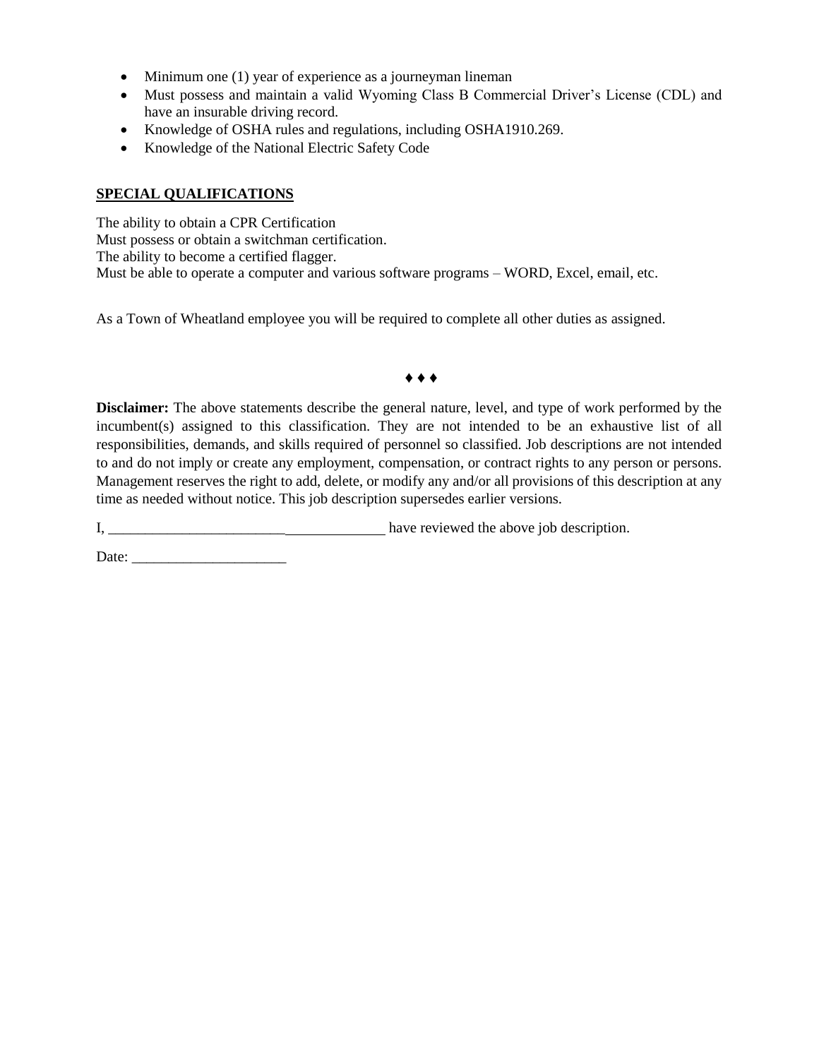- Minimum one (1) year of experience as a journeyman lineman
- Must possess and maintain a valid Wyoming Class B Commercial Driver's License (CDL) and have an insurable driving record.
- Knowledge of OSHA rules and regulations, including OSHA1910.269.
- Knowledge of the National Electric Safety Code

## SPECIAL QUALIFICATIONS

The ability to obtain a CPR Certification
Must possess or obtain a switchman certification.
The ability to become a certified flagger.
Must be able to operate a computer and various software programs – WORD, Excel, email, etc.

As a Town of Wheatland employee you will be required to complete all other duties as assigned.

♦ ♦ ♦

**Disclaimer:** The above statements describe the general nature, level, and type of work performed by the incumbent(s) assigned to this classification. They are not intended to be an exhaustive list of all responsibilities, demands, and skills required of personnel so classified. Job descriptions are not intended to and do not imply or create any employment, compensation, or contract rights to any person or persons. Management reserves the right to add, delete, or modify any and/or all provisions of this description at any time as needed without notice. This job description supersedes earlier versions.

I, ______________________________________ have reviewed the above job description.

Date: _____________________